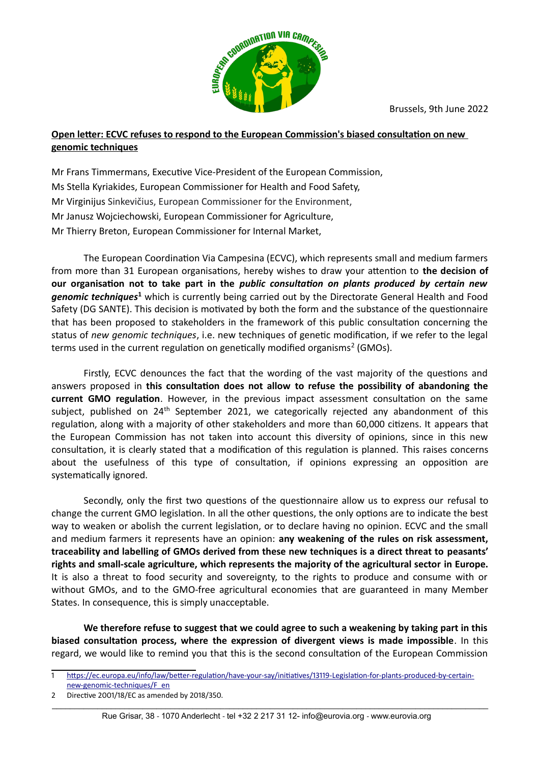Brussels, 9th June 2022

**Open letter: ECVC refuses to respond to the European Commission's biased consultation on new genomic techniques**

Mr Frans Timmermans, Executive Vice-President of the European Commission,
Ms Stella Kyriakides, European Commissioner for Health and Food Safety,
Mr Virginijus Sinkevičius, European Commissioner for the Environment,
Mr Janusz Wojciechowski, European Commissioner for Agriculture,
Mr Thierry Breton, European Commissioner for Internal Market,

The European Coordination Via Campesina (ECVC), which represents small and medium farmers from more than 31 European organisations, hereby wishes to draw your attention to **the decision of our organisation not to take part in the *public consultation on plants produced by certain new genomic techniques*[1]** which is currently being carried out by the Directorate General Health and Food Safety (DG SANTE). This decision is motivated by both the form and the substance of the questionnaire that has been proposed to stakeholders in the framework of this public consultation concerning the status of *new genomic techniques*, i.e. new techniques of genetic modification, if we refer to the legal terms used in the current regulation on genetically modified organisms[2] (GMOs).

Firstly, ECVC denounces the fact that the wording of the vast majority of the questions and answers proposed in **this consultation does not allow to refuse the possibility of abandoning the current GMO regulation**. However, in the previous impact assessment consultation on the same subject, published on 24th September 2021, we categorically rejected any abandonment of this regulation, along with a majority of other stakeholders and more than 60,000 citizens. It appears that the European Commission has not taken into account this diversity of opinions, since in this new consultation, it is clearly stated that a modification of this regulation is planned. This raises concerns about the usefulness of this type of consultation, if opinions expressing an opposition are systematically ignored.

Secondly, only the first two questions of the questionnaire allow us to express our refusal to change the current GMO legislation. In all the other questions, the only options are to indicate the best way to weaken or abolish the current legislation, or to declare having no opinion. ECVC and the small and medium farmers it represents have an opinion: **any weakening of the rules on risk assessment, traceability and labelling of GMOs derived from these new techniques is a direct threat to peasants' rights and small-scale agriculture, which represents the majority of the agricultural sector in Europe.** It is also a threat to food security and sovereignty, to the rights to produce and consume with or without GMOs, and to the GMO-free agricultural economies that are guaranteed in many Member States. In consequence, this is simply unacceptable.

**We therefore refuse to suggest that we could agree to such a weakening by taking part in this biased consultation process, where the expression of divergent views is made impossible**. In this regard, we would like to remind you that this is the second consultation of the European Commission

---

1 https://ec.europa.eu/info/law/better-regulation/have-your-say/initiatives/13119-Legislation-for-plants-produced-by-certain-new-genomic-techniques/F_en

2 Directive 2001/18/EC as amended by 2018/350.

Rue Grisar, 38 - 1070 Anderlecht - tel +32 2 217 31 12- info@eurovia.org - www.eurovia.org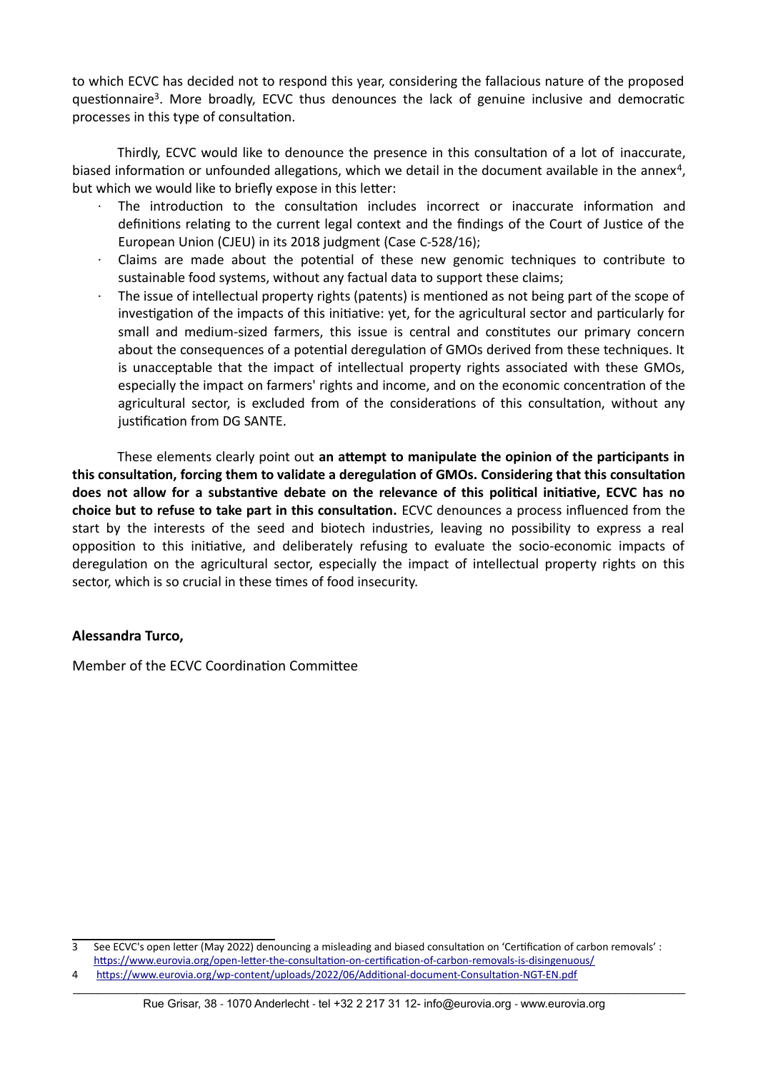to which ECVC has decided not to respond this year, considering the fallacious nature of the proposed questionnaire[3]. More broadly, ECVC thus denounces the lack of genuine inclusive and democratic processes in this type of consultation.

Thirdly, ECVC would like to denounce the presence in this consultation of a lot of inaccurate, biased information or unfounded allegations, which we detail in the document available in the annex[4], but which we would like to briefly expose in this letter:

- The introduction to the consultation includes incorrect or inaccurate information and definitions relating to the current legal context and the findings of the Court of Justice of the European Union (CJEU) in its 2018 judgment (Case C-528/16);
- Claims are made about the potential of these new genomic techniques to contribute to sustainable food systems, without any factual data to support these claims;
- The issue of intellectual property rights (patents) is mentioned as not being part of the scope of investigation of the impacts of this initiative: yet, for the agricultural sector and particularly for small and medium-sized farmers, this issue is central and constitutes our primary concern about the consequences of a potential deregulation of GMOs derived from these techniques. It is unacceptable that the impact of intellectual property rights associated with these GMOs, especially the impact on farmers' rights and income, and on the economic concentration of the agricultural sector, is excluded from of the considerations of this consultation, without any justification from DG SANTE.

These elements clearly point out **an attempt to manipulate the opinion of the participants in this consultation, forcing them to validate a deregulation of GMOs. Considering that this consultation does not allow for a substantive debate on the relevance of this political initiative, ECVC has no choice but to refuse to take part in this consultation.** ECVC denounces a process influenced from the start by the interests of the seed and biotech industries, leaving no possibility to express a real opposition to this initiative, and deliberately refusing to evaluate the socio-economic impacts of deregulation on the agricultural sector, especially the impact of intellectual property rights on this sector, which is so crucial in these times of food insecurity.

**Alessandra Turco,**

Member of the ECVC Coordination Committee

---

3 See ECVC's open letter (May 2022) denouncing a misleading and biased consultation on 'Certification of carbon removals' : https://www.eurovia.org/open-letter-the-consultation-on-certification-of-carbon-removals-is-disingenuous/

4 https://www.eurovia.org/wp-content/uploads/2022/06/Additional-document-Consultation-NGT-EN.pdf

Rue Grisar, 38 - 1070 Anderlecht - tel +32 2 217 31 12- info@eurovia.org - www.eurovia.org